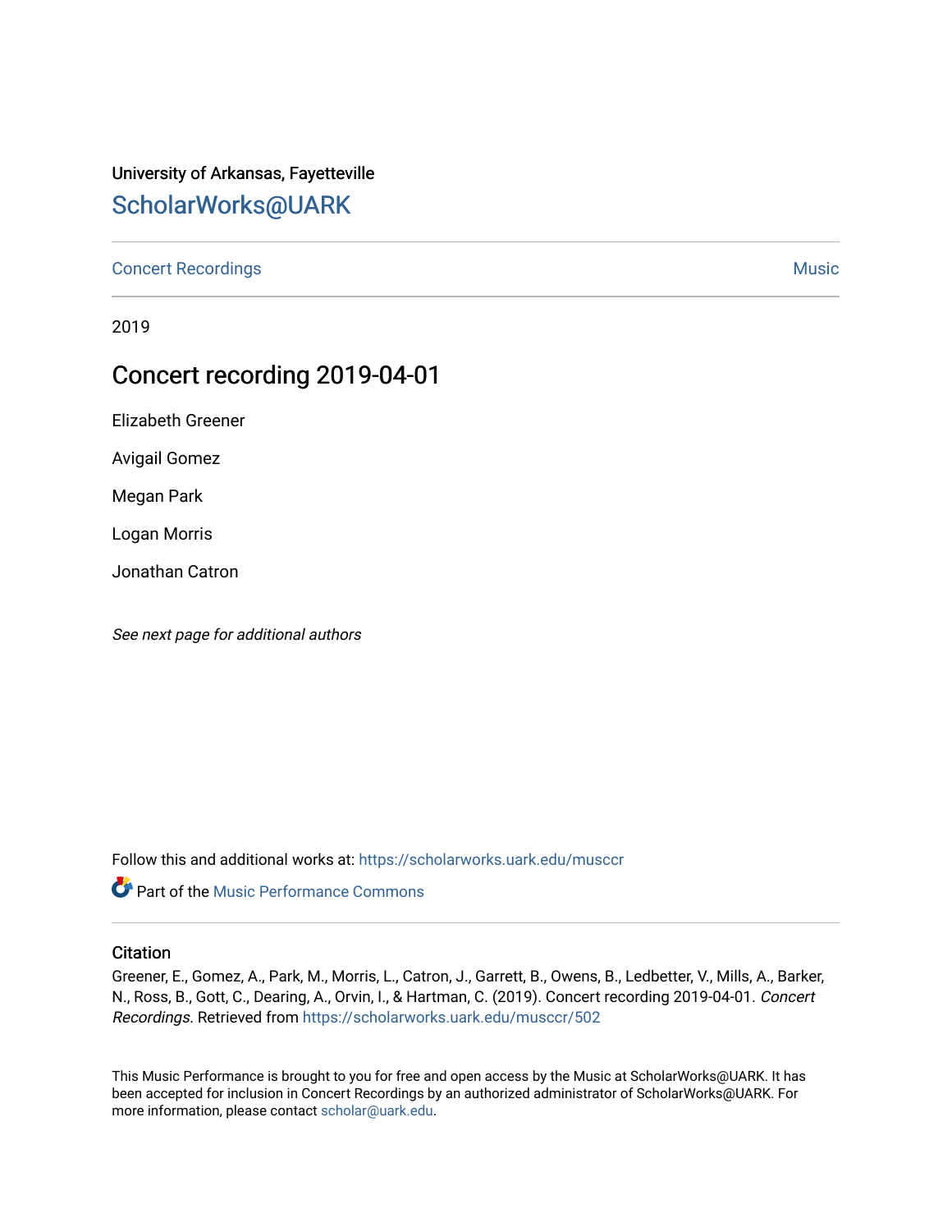University of Arkansas, Fayetteville

# ScholarWorks@UARK

Concert Recordings | Music

2019

## Concert recording 2019-04-01

Elizabeth Greener

Avigail Gomez

Megan Park

Logan Morris

Jonathan Catron

*See next page for additional authors*

Follow this and additional works at: https://scholarworks.uark.edu/musccr

Part of the Music Performance Commons

### Citation

Greener, E., Gomez, A., Park, M., Morris, L., Catron, J., Garrett, B., Owens, B., Ledbetter, V., Mills, A., Barker, N., Ross, B., Gott, C., Dearing, A., Orvin, I., & Hartman, C. (2019). Concert recording 2019-04-01. *Concert Recordings*. Retrieved from https://scholarworks.uark.edu/musccr/502

This Music Performance is brought to you for free and open access by the Music at ScholarWorks@UARK. It has been accepted for inclusion in Concert Recordings by an authorized administrator of ScholarWorks@UARK. For more information, please contact scholar@uark.edu.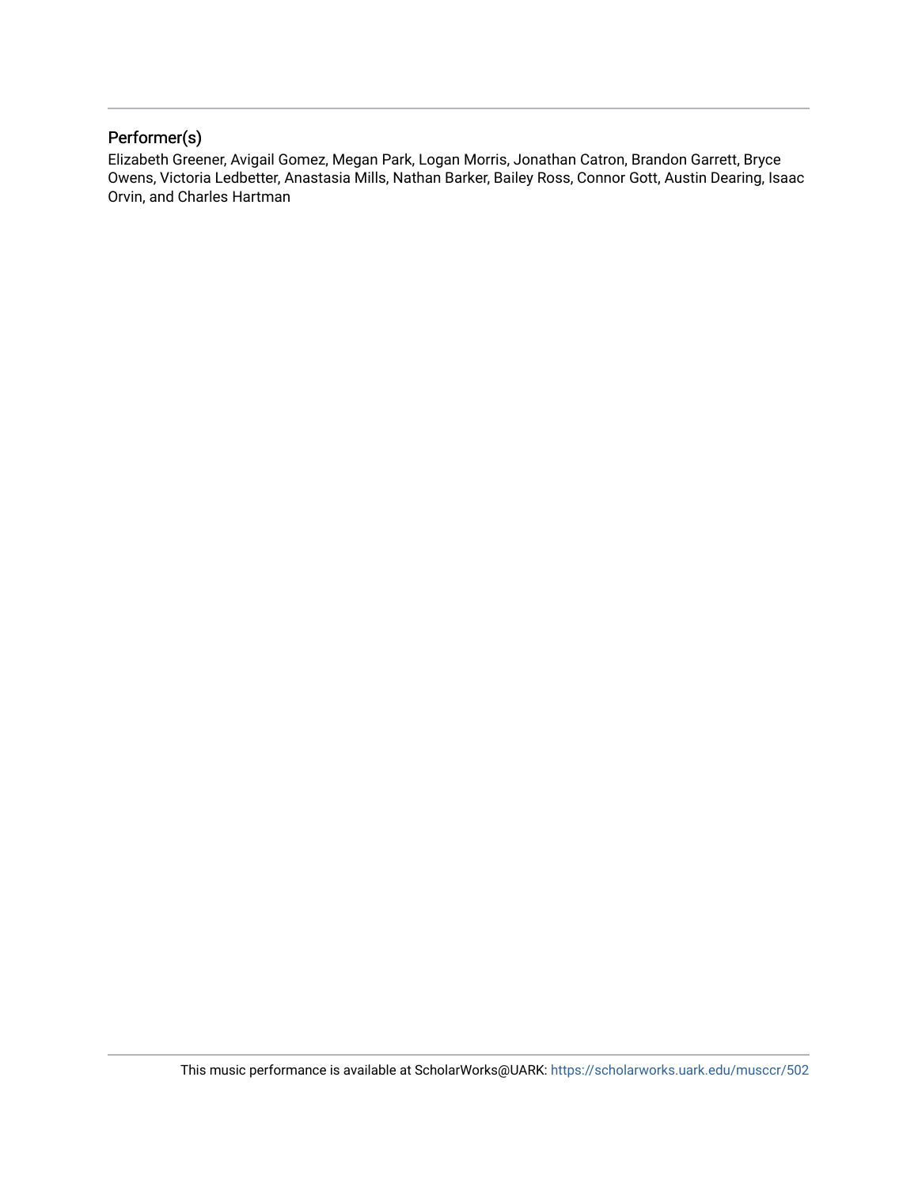## Performer(s)

Elizabeth Greener, Avigail Gomez, Megan Park, Logan Morris, Jonathan Catron, Brandon Garrett, Bryce Owens, Victoria Ledbetter, Anastasia Mills, Nathan Barker, Bailey Ross, Connor Gott, Austin Dearing, Isaac Orvin, and Charles Hartman

This music performance is available at ScholarWorks@UARK: https://scholarworks.uark.edu/musccr/502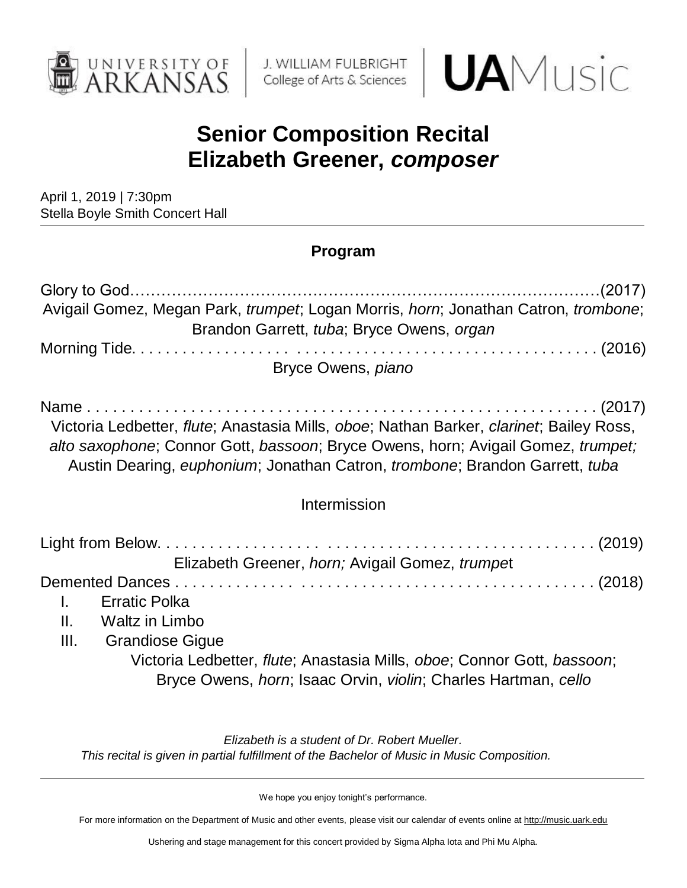UNIVERSITY OF ARKANSAS | J. WILLIAM FULBRIGHT College of Arts & Sciences | UAMusic

# Senior Composition Recital
# Elizabeth Greener, *composer*

April 1, 2019 | 7:30pm
Stella Boyle Smith Concert Hall

---

## Program

Glory to God……………………………………………………………………………(2017)
Avigail Gomez, Megan Park, *trumpet*; Logan Morris, *horn*; Jonathan Catron, *trombone*; Brandon Garrett, *tuba*; Bryce Owens, *organ*

Morning Tide. . . . . . . . . . . . . . . . . . . . . . . . . . . . . . . . . . . . . . . . . . . . . . . . . . . . . . . . (2016)
Bryce Owens, *piano*

Name . . . . . . . . . . . . . . . . . . . . . . . . . . . . . . . . . . . . . . . . . . . . . . . . . . . . . . . . . . . (2017)
Victoria Ledbetter, *flute*; Anastasia Mills, *oboe*; Nathan Barker, *clarinet*; Bailey Ross, *alto saxophone*; Connor Gott, *bassoon*; Bryce Owens, horn; Avigail Gomez, *trumpet;* Austin Dearing, *euphonium*; Jonathan Catron, *trombone*; Brandon Garrett, *tuba*

Intermission

Light from Below. . . . . . . . . . . . . . . . . . . . . . . . . . . . . . . . . . . . . . . . . . . . . . . . . . . (2019)
Elizabeth Greener, *horn;* Avigail Gomez, *trumpe*t

Demented Dances . . . . . . . . . . . . . . . . . . . . . . . . . . . . . . . . . . . . . . . . . . . . . . . . . . (2018)

I. Erratic Polka
II. Waltz in Limbo
III. Grandiose Gigue

Victoria Ledbetter, *flute*; Anastasia Mills, *oboe*; Connor Gott, *bassoon*; Bryce Owens, *horn*; Isaac Orvin, *violin*; Charles Hartman, *cello*

*Elizabeth is a student of Dr. Robert Mueller.*
*This recital is given in partial fulfillment of the Bachelor of Music in Music Composition.*

---

We hope you enjoy tonight's performance.

For more information on the Department of Music and other events, please visit our calendar of events online at http://music.uark.edu

Ushering and stage management for this concert provided by Sigma Alpha Iota and Phi Mu Alpha.